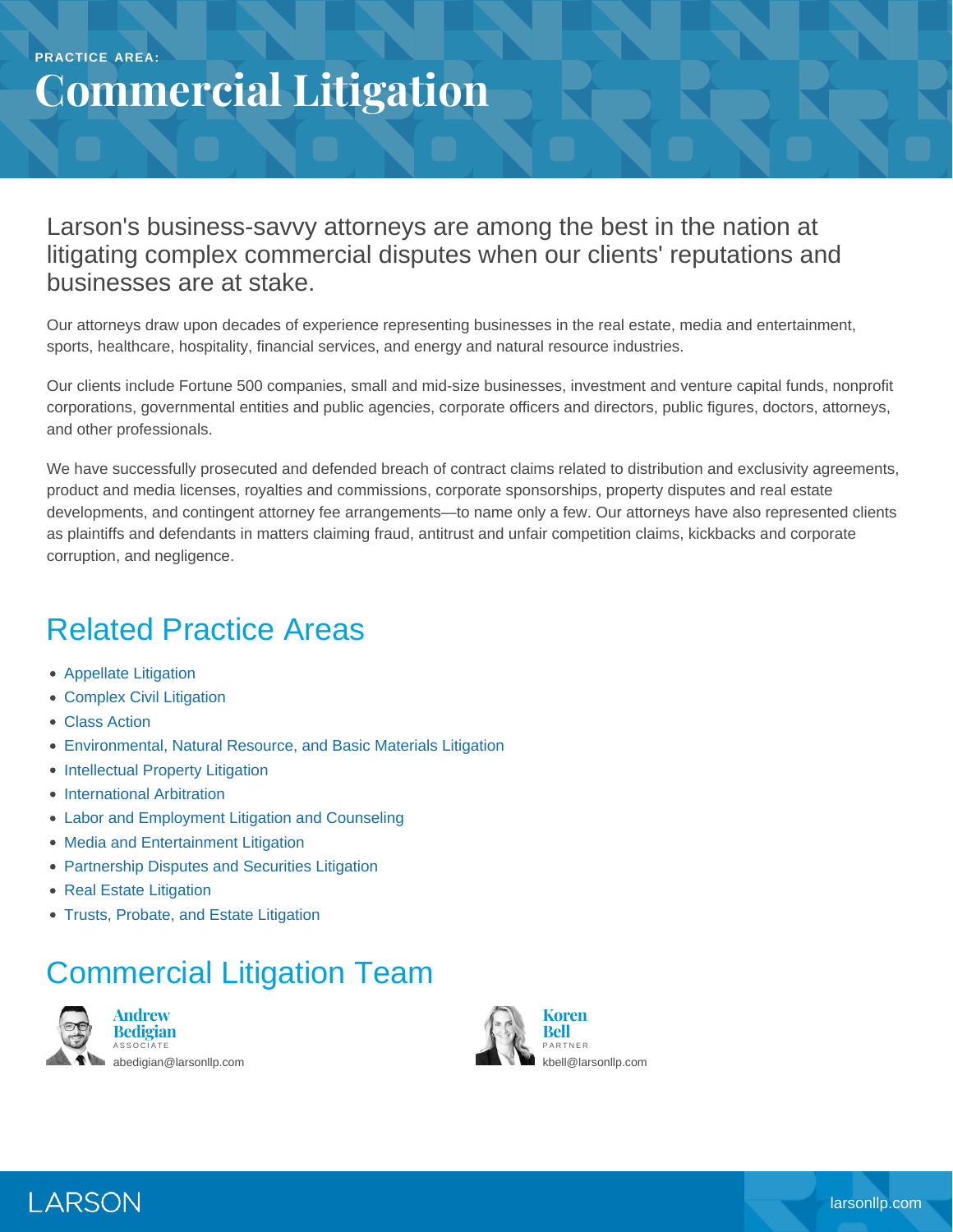PRACTICE AREA:

# Commercial Litigation

Larson's business-savvy attorneys are among the best in the nation at litigating complex commercial disputes when our clients' reputations and businesses are at stake.

Our attorneys draw upon decades of experience representing businesses in the real estate, media and entertainment, sports, healthcare, hospitality, financial services, and energy and natural resource industries.

Our clients include Fortune 500 companies, small and mid-size businesses, investment and venture capital funds, nonprofit corporations, governmental entities and public agencies, corporate officers and directors, public figures, doctors, attorneys, and other professionals.

We have successfully prosecuted and defended breach of contract claims related to distribution and exclusivity agreements, product and media licenses, royalties and commissions, corporate sponsorships, property disputes and real estate developments, and contingent attorney fee arrangements—to name only a few. Our attorneys have also represented clients as plaintiffs and defendants in matters claiming fraud, antitrust and unfair competition claims, kickbacks and corporate corruption, and negligence.

## Related Practice Areas

- Appellate Litigation
- Complex Civil Litigation
- Class Action
- Environmental, Natural Resource, and Basic Materials Litigation
- Intellectual Property Litigation
- International Arbitration
- Labor and Employment Litigation and Counseling
- Media and Entertainment Litigation
- Partnership Disputes and Securities Litigation
- Real Estate Litigation
- Trusts, Probate, and Estate Litigation

## Commercial Litigation Team

**Andrew Bedigian**
ASSOCIATE
abedigian@larsonllp.com

**Koren Bell**
PARTNER
kbell@larsonllp.com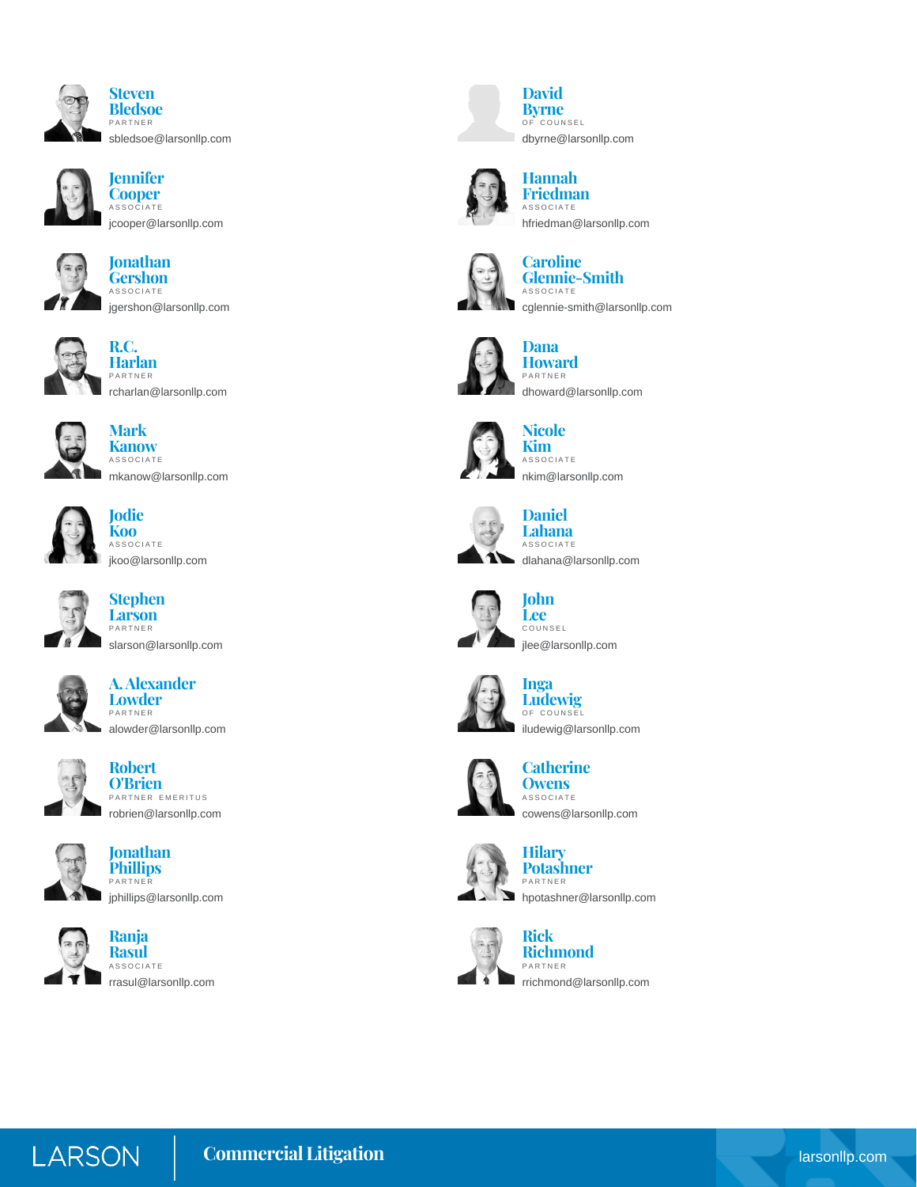**Steven Bledsoe**
PARTNER
sbledsoe@larsonllp.com

**Jennifer Cooper**
ASSOCIATE
jcooper@larsonllp.com

**Jonathan Gershon**
ASSOCIATE
jgershon@larsonllp.com

**R.C. Harlan**
PARTNER
rcharlan@larsonllp.com

**Mark Kanow**
ASSOCIATE
mkanow@larsonllp.com

**Jodie Koo**
ASSOCIATE
jkoo@larsonllp.com

**Stephen Larson**
PARTNER
slarson@larsonllp.com

**A. Alexander Lowder**
PARTNER
alowder@larsonllp.com

**Robert O'Brien**
PARTNER EMERITUS
robrien@larsonllp.com

**Jonathan Phillips**
PARTNER
jphillips@larsonllp.com

**Ranja Rasul**
ASSOCIATE
rrasul@larsonllp.com

**David Byrne**
OF COUNSEL
dbyrne@larsonllp.com

**Hannah Friedman**
ASSOCIATE
hfriedman@larsonllp.com

**Caroline Glennie-Smith**
ASSOCIATE
cglennie-smith@larsonllp.com

**Dana Howard**
PARTNER
dhoward@larsonllp.com

**Nicole Kim**
ASSOCIATE
nkim@larsonllp.com

**Daniel Lahana**
ASSOCIATE
dlahana@larsonllp.com

**John Lee**
COUNSEL
jlee@larsonllp.com

**Inga Ludewig**
OF COUNSEL
iludewig@larsonllp.com

**Catherine Owens**
ASSOCIATE
cowens@larsonllp.com

**Hilary Potashner**
PARTNER
hpotashner@larsonllp.com

**Rick Richmond**
PARTNER
rrichmond@larsonllp.com

LARSON | Commercial Litigation | larsonllp.com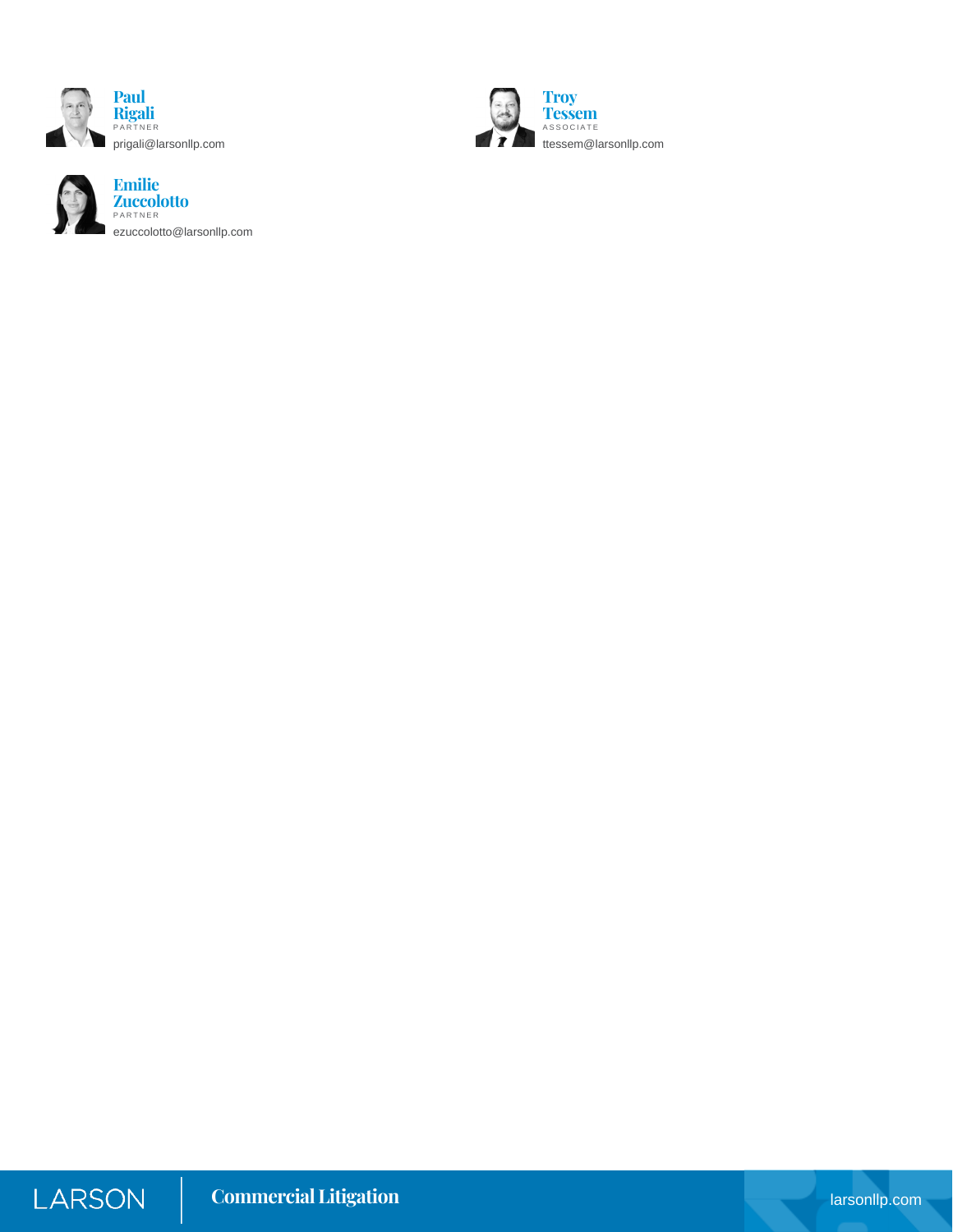**Paul Rigali**
PARTNER
prigali@larsonllp.com

**Troy Tessem**
ASSOCIATE
ttessem@larsonllp.com

**Emilie Zuccolotto**
PARTNER
ezuccolotto@larsonllp.com